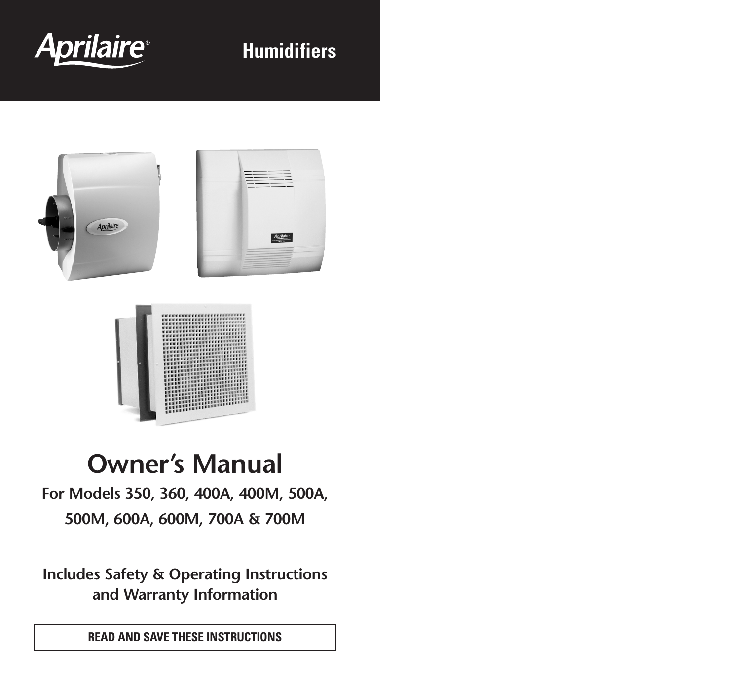Aprilaire®

Humidifiers

# Owner's Manual

**For Models 350, 360, 400A, 400M, 500A, 500M, 600A, 600M, 700A & 700M**

**Includes Safety & Operating Instructions and Warranty Information**

**READ AND SAVE THESE INSTRUCTIONS**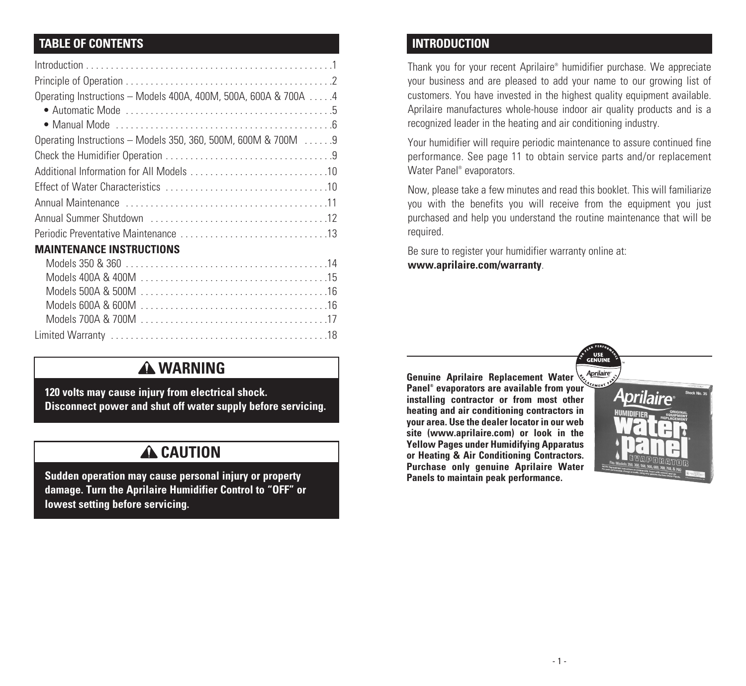## TABLE OF CONTENTS

| | |
|---|---|
| Introduction | 1 |
| Principle of Operation | 2 |
| Operating Instructions – Models 400A, 400M, 500A, 600A & 700A | 4 |
| • Automatic Mode | 5 |
| • Manual Mode | 6 |
| Operating Instructions – Models 350, 360, 500M, 600M & 700M | 9 |
| Check the Humidifier Operation | 9 |
| Additional Information for All Models | 10 |
| Effect of Water Characteristics | 10 |
| Annual Maintenance | 11 |
| Annual Summer Shutdown | 12 |
| Periodic Preventative Maintenance | 13 |
| **MAINTENANCE INSTRUCTIONS** | |
| Models 350 & 360 | 14 |
| Models 400A & 400M | 15 |
| Models 500A & 500M | 16 |
| Models 600A & 600M | 16 |
| Models 700A & 700M | 17 |
| Limited Warranty | 18 |

### ⚠ WARNING

**120 volts may cause injury from electrical shock. Disconnect power and shut off water supply before servicing.**

### ⚠ CAUTION

**Sudden operation may cause personal injury or property damage. Turn the Aprilaire Humidifier Control to "OFF" or lowest setting before servicing.**

## INTRODUCTION

Thank you for your recent Aprilaire® humidifier purchase. We appreciate your business and are pleased to add your name to our growing list of customers. You have invested in the highest quality equipment available. Aprilaire manufactures whole-house indoor air quality products and is a recognized leader in the heating and air conditioning industry.

Your humidifier will require periodic maintenance to assure continued fine performance. See page 11 to obtain service parts and/or replacement Water Panel® evaporators.

Now, please take a few minutes and read this booklet. This will familiarize you with the benefits you will receive from the equipment you just purchased and help you understand the routine maintenance that will be required.

Be sure to register your humidifier warranty online at: **www.aprilaire.com/warranty**.

**Genuine Aprilaire Replacement Water Panel® evaporators are available from your installing contractor or from most other heating and air conditioning contractors in your area. Use the dealer locator in our web site (www.aprilaire.com) or look in the Yellow Pages under Humidifying Apparatus or Heating & Air Conditioning Contractors. Purchase only genuine Aprilaire Water Panels to maintain peak performance.**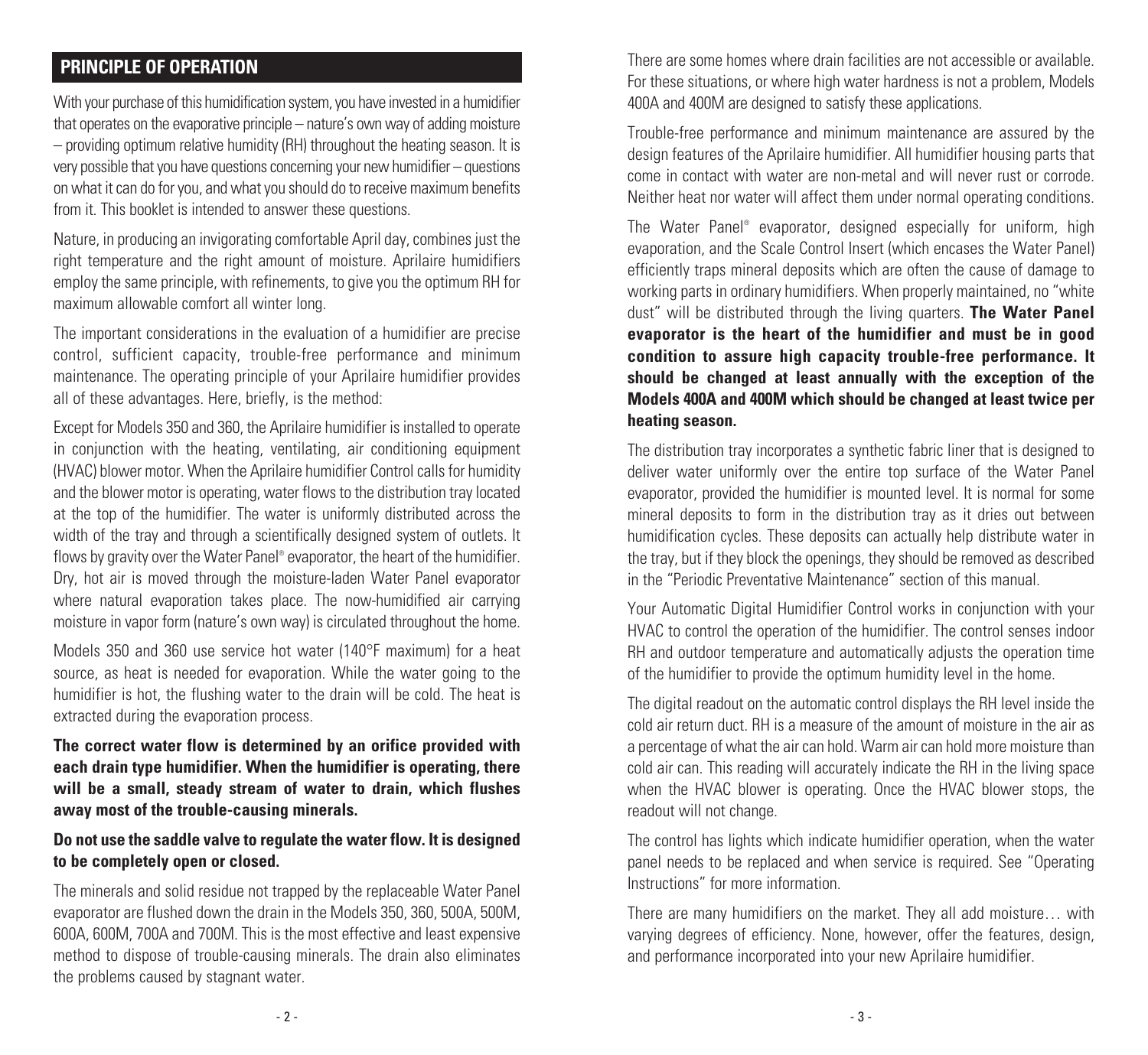## PRINCIPLE OF OPERATION

With your purchase of this humidification system, you have invested in a humidifier that operates on the evaporative principle – nature's own way of adding moisture – providing optimum relative humidity (RH) throughout the heating season. It is very possible that you have questions concerning your new humidifier – questions on what it can do for you, and what you should do to receive maximum benefits from it. This booklet is intended to answer these questions.

Nature, in producing an invigorating comfortable April day, combines just the right temperature and the right amount of moisture. Aprilaire humidifiers employ the same principle, with refinements, to give you the optimum RH for maximum allowable comfort all winter long.

The important considerations in the evaluation of a humidifier are precise control, sufficient capacity, trouble-free performance and minimum maintenance. The operating principle of your Aprilaire humidifier provides all of these advantages. Here, briefly, is the method:

Except for Models 350 and 360, the Aprilaire humidifier is installed to operate in conjunction with the heating, ventilating, air conditioning equipment (HVAC) blower motor. When the Aprilaire humidifier Control calls for humidity and the blower motor is operating, water flows to the distribution tray located at the top of the humidifier. The water is uniformly distributed across the width of the tray and through a scientifically designed system of outlets. It flows by gravity over the Water Panel® evaporator, the heart of the humidifier. Dry, hot air is moved through the moisture-laden Water Panel evaporator where natural evaporation takes place. The now-humidified air carrying moisture in vapor form (nature's own way) is circulated throughout the home.

Models 350 and 360 use service hot water (140°F maximum) for a heat source, as heat is needed for evaporation. While the water going to the humidifier is hot, the flushing water to the drain will be cold. The heat is extracted during the evaporation process.

**The correct water flow is determined by an orifice provided with each drain type humidifier. When the humidifier is operating, there will be a small, steady stream of water to drain, which flushes away most of the trouble-causing minerals.**

**Do not use the saddle valve to regulate the water flow. It is designed to be completely open or closed.**

The minerals and solid residue not trapped by the replaceable Water Panel evaporator are flushed down the drain in the Models 350, 360, 500A, 500M, 600A, 600M, 700A and 700M. This is the most effective and least expensive method to dispose of trouble-causing minerals. The drain also eliminates the problems caused by stagnant water.

There are some homes where drain facilities are not accessible or available. For these situations, or where high water hardness is not a problem, Models 400A and 400M are designed to satisfy these applications.

Trouble-free performance and minimum maintenance are assured by the design features of the Aprilaire humidifier. All humidifier housing parts that come in contact with water are non-metal and will never rust or corrode. Neither heat nor water will affect them under normal operating conditions.

The Water Panel® evaporator, designed especially for uniform, high evaporation, and the Scale Control Insert (which encases the Water Panel) efficiently traps mineral deposits which are often the cause of damage to working parts in ordinary humidifiers. When properly maintained, no "white dust" will be distributed through the living quarters. **The Water Panel evaporator is the heart of the humidifier and must be in good condition to assure high capacity trouble-free performance. It should be changed at least annually with the exception of the Models 400A and 400M which should be changed at least twice per heating season.**

The distribution tray incorporates a synthetic fabric liner that is designed to deliver water uniformly over the entire top surface of the Water Panel evaporator, provided the humidifier is mounted level. It is normal for some mineral deposits to form in the distribution tray as it dries out between humidification cycles. These deposits can actually help distribute water in the tray, but if they block the openings, they should be removed as described in the "Periodic Preventative Maintenance" section of this manual.

Your Automatic Digital Humidifier Control works in conjunction with your HVAC to control the operation of the humidifier. The control senses indoor RH and outdoor temperature and automatically adjusts the operation time of the humidifier to provide the optimum humidity level in the home.

The digital readout on the automatic control displays the RH level inside the cold air return duct. RH is a measure of the amount of moisture in the air as a percentage of what the air can hold. Warm air can hold more moisture than cold air can. This reading will accurately indicate the RH in the living space when the HVAC blower is operating. Once the HVAC blower stops, the readout will not change.

The control has lights which indicate humidifier operation, when the water panel needs to be replaced and when service is required. See "Operating Instructions" for more information.

There are many humidifiers on the market. They all add moisture… with varying degrees of efficiency. None, however, offer the features, design, and performance incorporated into your new Aprilaire humidifier.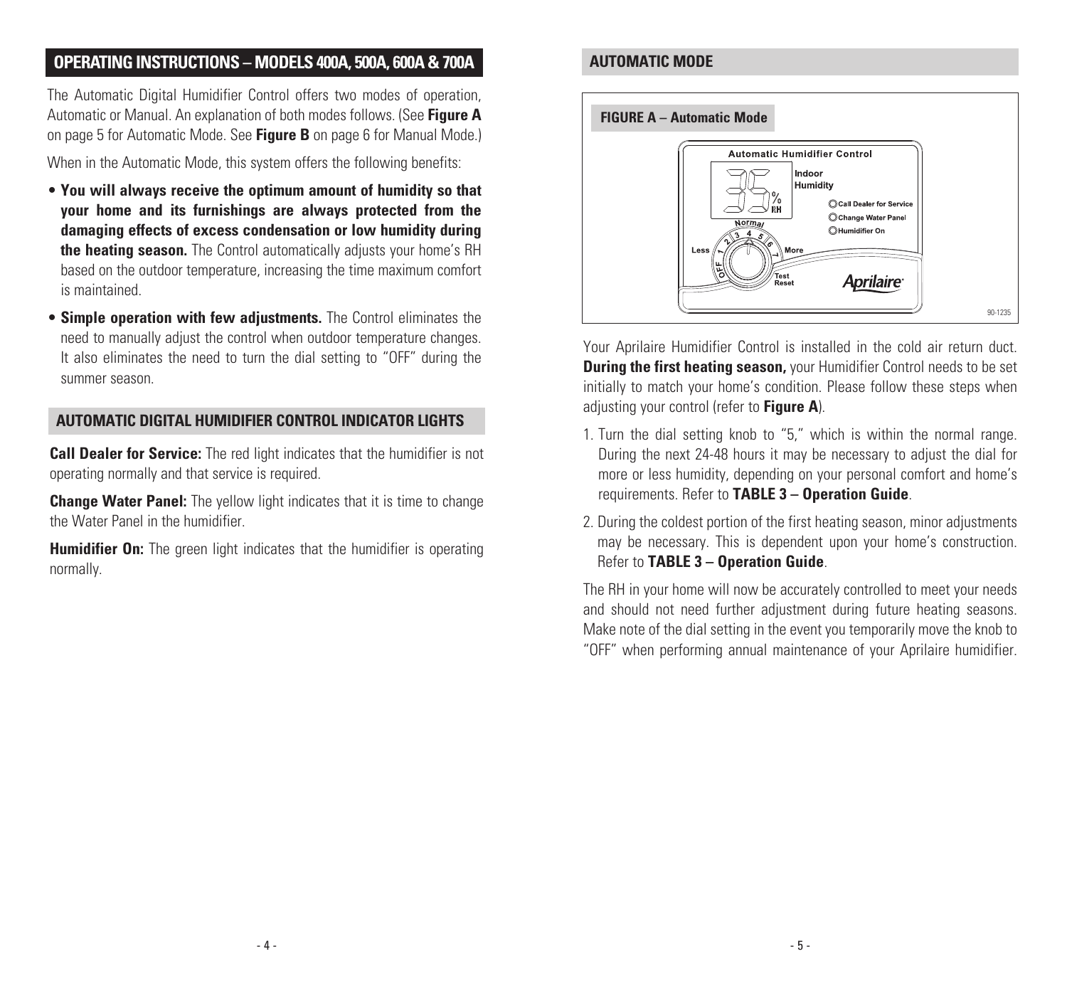## OPERATING INSTRUCTIONS – MODELS 400A, 500A, 600A & 700A

The Automatic Digital Humidifier Control offers two modes of operation, Automatic or Manual. An explanation of both modes follows. (See **Figure A** on page 5 for Automatic Mode. See **Figure B** on page 6 for Manual Mode.)

When in the Automatic Mode, this system offers the following benefits:

- **You will always receive the optimum amount of humidity so that your home and its furnishings are always protected from the damaging effects of excess condensation or low humidity during the heating season.** The Control automatically adjusts your home's RH based on the outdoor temperature, increasing the time maximum comfort is maintained.
- **Simple operation with few adjustments.** The Control eliminates the need to manually adjust the control when outdoor temperature changes. It also eliminates the need to turn the dial setting to "OFF" during the summer season.

### AUTOMATIC DIGITAL HUMIDIFIER CONTROL INDICATOR LIGHTS

**Call Dealer for Service:** The red light indicates that the humidifier is not operating normally and that service is required.

**Change Water Panel:** The yellow light indicates that it is time to change the Water Panel in the humidifier.

**Humidifier On:** The green light indicates that the humidifier is operating normally.

### AUTOMATIC MODE

**FIGURE A – Automatic Mode**

Your Aprilaire Humidifier Control is installed in the cold air return duct. **During the first heating season,** your Humidifier Control needs to be set initially to match your home's condition. Please follow these steps when adjusting your control (refer to **Figure A**).

1. Turn the dial setting knob to "5," which is within the normal range. During the next 24-48 hours it may be necessary to adjust the dial for more or less humidity, depending on your personal comfort and home's requirements. Refer to **TABLE 3 – Operation Guide**.
2. During the coldest portion of the first heating season, minor adjustments may be necessary. This is dependent upon your home's construction. Refer to **TABLE 3 – Operation Guide**.

The RH in your home will now be accurately controlled to meet your needs and should not need further adjustment during future heating seasons. Make note of the dial setting in the event you temporarily move the knob to "OFF" when performing annual maintenance of your Aprilaire humidifier.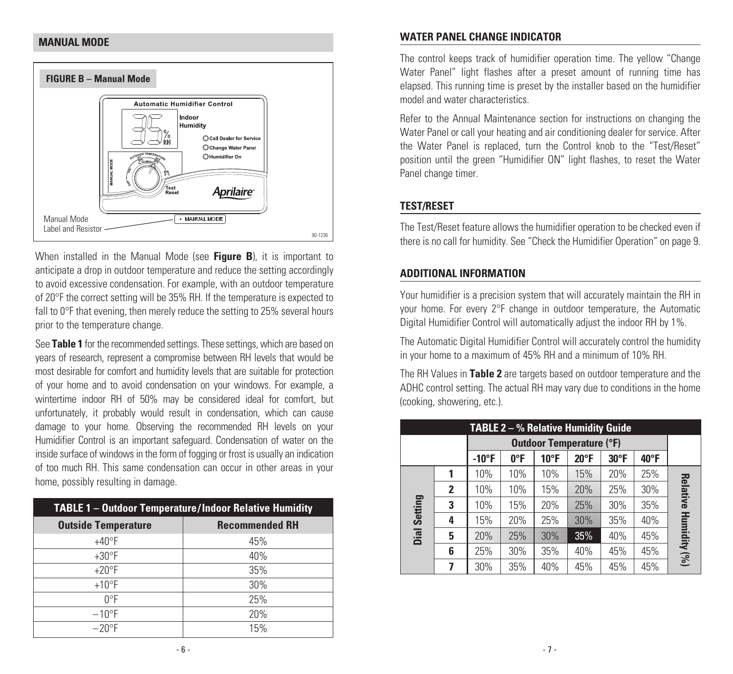## MANUAL MODE

**FIGURE B – Manual Mode**

Manual Mode Label and Resistor

When installed in the Manual Mode (see **Figure B**), it is important to anticipate a drop in outdoor temperature and reduce the setting accordingly to avoid excessive condensation. For example, with an outdoor temperature of 20°F the correct setting will be 35% RH. If the temperature is expected to fall to 0°F that evening, then merely reduce the setting to 25% several hours prior to the temperature change.

See **Table 1** for the recommended settings. These settings, which are based on years of research, represent a compromise between RH levels that would be most desirable for comfort and humidity levels that are suitable for protection of your home and to avoid condensation on your windows. For example, a wintertime indoor RH of 50% may be considered ideal for comfort, but unfortunately, it probably would result in condensation, which can cause damage to your home. Observing the recommended RH levels on your Humidifier Control is an important safeguard. Condensation of water on the inside surface of windows in the form of fogging or frost is usually an indication of too much RH. This same condensation can occur in other areas in your home, possibly resulting in damage.

**TABLE 1 – Outdoor Temperature/Indoor Relative Humidity**

| Outside Temperature | Recommended RH |
|---|---|
| +40°F | 45% |
| +30°F | 40% |
| +20°F | 35% |
| +10°F | 30% |
| 0°F | 25% |
| −10°F | 20% |
| −20°F | 15% |

## WATER PANEL CHANGE INDICATOR

The control keeps track of humidifier operation time. The yellow "Change Water Panel" light flashes after a preset amount of running time has elapsed. This running time is preset by the installer based on the humidifier model and water characteristics.

Refer to the Annual Maintenance section for instructions on changing the Water Panel or call your heating and air conditioning dealer for service. After the Water Panel is replaced, turn the Control knob to the "Test/Reset" position until the green "Humidifier ON" light flashes, to reset the Water Panel change timer.

## TEST/RESET

The Test/Reset feature allows the humidifier operation to be checked even if there is no call for humidity. See "Check the Humidifier Operation" on page 9.

## ADDITIONAL INFORMATION

Your humidifier is a precision system that will accurately maintain the RH in your home. For every 2°F change in outdoor temperature, the Automatic Digital Humidifier Control will automatically adjust the indoor RH by 1%.

The Automatic Digital Humidifier Control will accurately control the humidity in your home to a maximum of 45% RH and a minimum of 10% RH.

The RH Values in **Table 2** are targets based on outdoor temperature and the ADHC control setting. The actual RH may vary due to conditions in the home (cooking, showering, etc.).

**TABLE 2 – % Relative Humidity Guide**

| | | Outdoor Temperature (°F) | | | | | | |
|---|---|---|---|---|---|---|---|---|
| | | -10°F | 0°F | 10°F | 20°F | 30°F | 40°F | |
| Dial Setting | 1 | 10% | 10% | 10% | 15% | 20% | 25% | Relative Humidity (%) |
| | 2 | 10% | 10% | 15% | 20% | 25% | 30% | |
| | 3 | 10% | 15% | 20% | 25% | 30% | 35% | |
| | 4 | 15% | 20% | 25% | 30% | 35% | 40% | |
| | 5 | 20% | 25% | 30% | 35% | 40% | 45% | |
| | 6 | 25% | 30% | 35% | 40% | 45% | 45% | |
| | 7 | 30% | 35% | 40% | 45% | 45% | 45% | |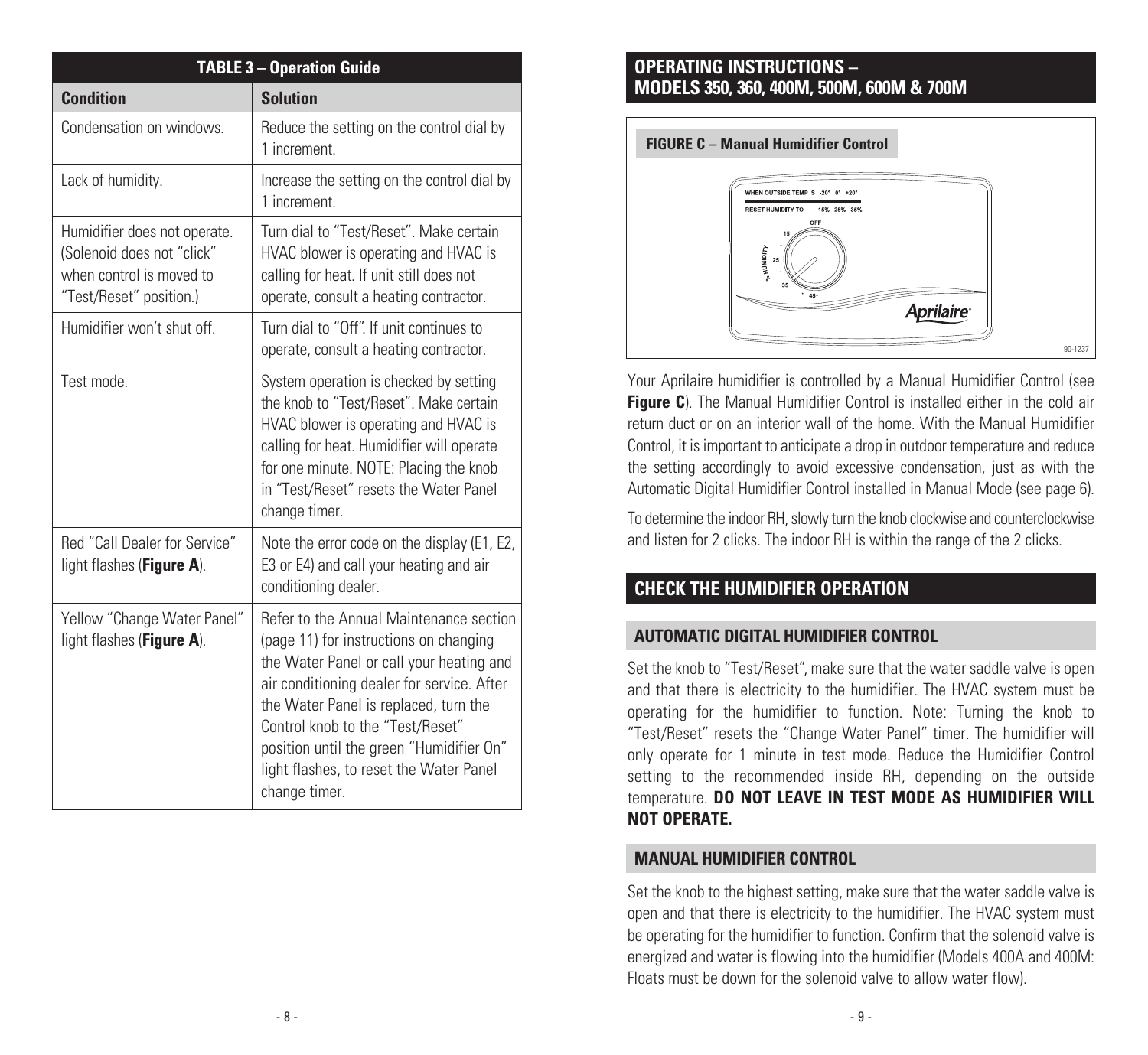| TABLE 3 – Operation Guide | |
|---|---|
| **Condition** | **Solution** |
| Condensation on windows. | Reduce the setting on the control dial by 1 increment. |
| Lack of humidity. | Increase the setting on the control dial by 1 increment. |
| Humidifier does not operate. (Solenoid does not "click" when control is moved to "Test/Reset" position.) | Turn dial to "Test/Reset". Make certain HVAC blower is operating and HVAC is calling for heat. If unit still does not operate, consult a heating contractor. |
| Humidifier won't shut off. | Turn dial to "Off". If unit continues to operate, consult a heating contractor. |
| Test mode. | System operation is checked by setting the knob to "Test/Reset". Make certain HVAC blower is operating and HVAC is calling for heat. Humidifier will operate for one minute. NOTE: Placing the knob in "Test/Reset" resets the Water Panel change timer. |
| Red "Call Dealer for Service" light flashes (**Figure A**). | Note the error code on the display (E1, E2, E3 or E4) and call your heating and air conditioning dealer. |
| Yellow "Change Water Panel" light flashes (**Figure A**). | Refer to the Annual Maintenance section (page 11) for instructions on changing the Water Panel or call your heating and air conditioning dealer for service. After the Water Panel is replaced, turn the Control knob to the "Test/Reset" position until the green "Humidifier On" light flashes, to reset the Water Panel change timer. |

## OPERATING INSTRUCTIONS – MODELS 350, 360, 400M, 500M, 600M & 700M

**FIGURE C – Manual Humidifier Control**

WHEN OUTSIDE TEMP IS -20° 0° +20°
RESET HUMIDITY TO 15% 25% 35%

OFF, 15, 25, 35, 45, % HUMIDITY

Aprilaire

90-1237

Your Aprilaire humidifier is controlled by a Manual Humidifier Control (see **Figure C**). The Manual Humidifier Control is installed either in the cold air return duct or on an interior wall of the home. With the Manual Humidifier Control, it is important to anticipate a drop in outdoor temperature and reduce the setting accordingly to avoid excessive condensation, just as with the Automatic Digital Humidifier Control installed in Manual Mode (see page 6).

To determine the indoor RH, slowly turn the knob clockwise and counterclockwise and listen for 2 clicks. The indoor RH is within the range of the 2 clicks.

## CHECK THE HUMIDIFIER OPERATION

### AUTOMATIC DIGITAL HUMIDIFIER CONTROL

Set the knob to "Test/Reset", make sure that the water saddle valve is open and that there is electricity to the humidifier. The HVAC system must be operating for the humidifier to function. Note: Turning the knob to "Test/Reset" resets the "Change Water Panel" timer. The humidifier will only operate for 1 minute in test mode. Reduce the Humidifier Control setting to the recommended inside RH, depending on the outside temperature. **DO NOT LEAVE IN TEST MODE AS HUMIDIFIER WILL NOT OPERATE.**

### MANUAL HUMIDIFIER CONTROL

Set the knob to the highest setting, make sure that the water saddle valve is open and that there is electricity to the humidifier. The HVAC system must be operating for the humidifier to function. Confirm that the solenoid valve is energized and water is flowing into the humidifier (Models 400A and 400M: Floats must be down for the solenoid valve to allow water flow).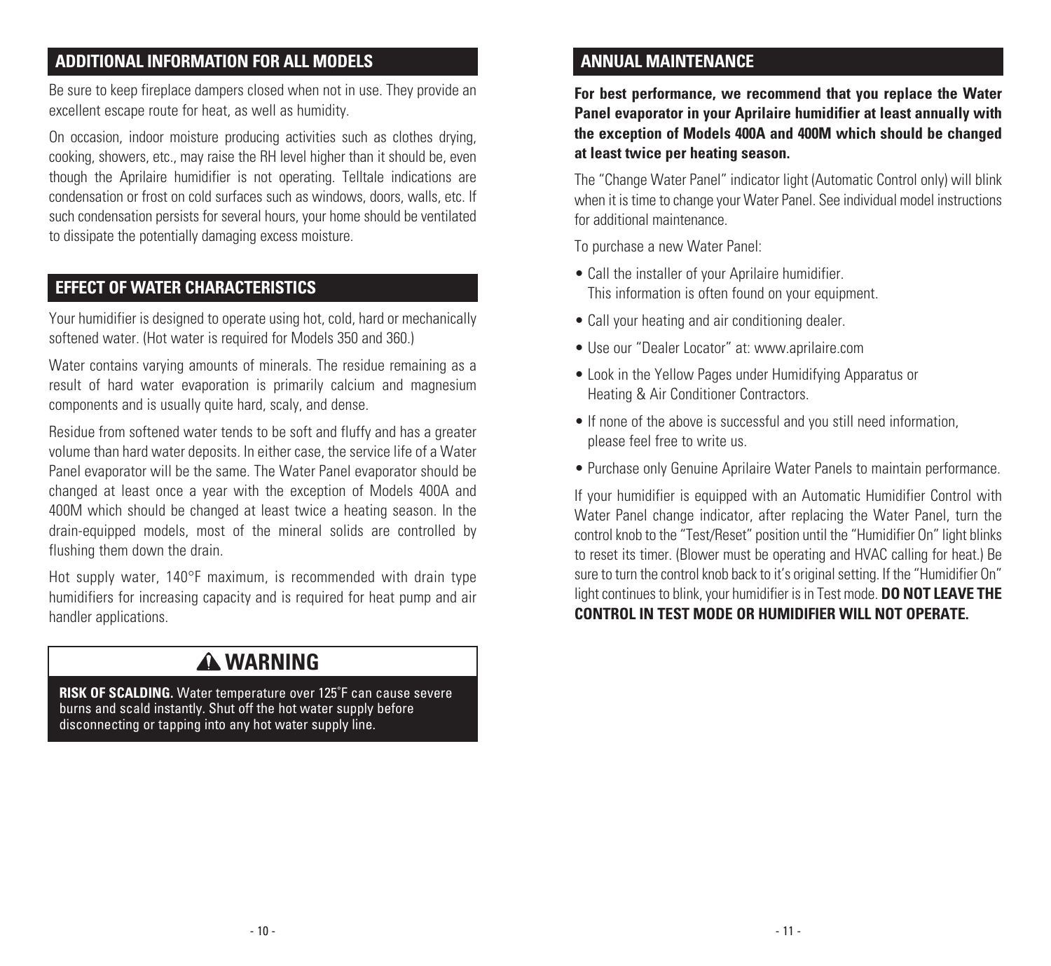## ADDITIONAL INFORMATION FOR ALL MODELS

Be sure to keep fireplace dampers closed when not in use. They provide an excellent escape route for heat, as well as humidity.

On occasion, indoor moisture producing activities such as clothes drying, cooking, showers, etc., may raise the RH level higher than it should be, even though the Aprilaire humidifier is not operating. Telltale indications are condensation or frost on cold surfaces such as windows, doors, walls, etc. If such condensation persists for several hours, your home should be ventilated to dissipate the potentially damaging excess moisture.

## EFFECT OF WATER CHARACTERISTICS

Your humidifier is designed to operate using hot, cold, hard or mechanically softened water. (Hot water is required for Models 350 and 360.)

Water contains varying amounts of minerals. The residue remaining as a result of hard water evaporation is primarily calcium and magnesium components and is usually quite hard, scaly, and dense.

Residue from softened water tends to be soft and fluffy and has a greater volume than hard water deposits. In either case, the service life of a Water Panel evaporator will be the same. The Water Panel evaporator should be changed at least once a year with the exception of Models 400A and 400M which should be changed at least twice a heating season. In the drain-equipped models, most of the mineral solids are controlled by flushing them down the drain.

Hot supply water, 140°F maximum, is recommended with drain type humidifiers for increasing capacity and is required for heat pump and air handler applications.

## ⚠ WARNING

**RISK OF SCALDING.** Water temperature over 125˚F can cause severe burns and scald instantly. Shut off the hot water supply before disconnecting or tapping into any hot water supply line.

## ANNUAL MAINTENANCE

**For best performance, we recommend that you replace the Water Panel evaporator in your Aprilaire humidifier at least annually with the exception of Models 400A and 400M which should be changed at least twice per heating season.**

The "Change Water Panel" indicator light (Automatic Control only) will blink when it is time to change your Water Panel. See individual model instructions for additional maintenance.

To purchase a new Water Panel:

- Call the installer of your Aprilaire humidifier. This information is often found on your equipment.
- Call your heating and air conditioning dealer.
- Use our "Dealer Locator" at: www.aprilaire.com
- Look in the Yellow Pages under Humidifying Apparatus or Heating & Air Conditioner Contractors.
- If none of the above is successful and you still need information, please feel free to write us.
- Purchase only Genuine Aprilaire Water Panels to maintain performance.

If your humidifier is equipped with an Automatic Humidifier Control with Water Panel change indicator, after replacing the Water Panel, turn the control knob to the "Test/Reset" position until the "Humidifier On" light blinks to reset its timer. (Blower must be operating and HVAC calling for heat.) Be sure to turn the control knob back to it's original setting. If the "Humidifier On" light continues to blink, your humidifier is in Test mode. **DO NOT LEAVE THE CONTROL IN TEST MODE OR HUMIDIFIER WILL NOT OPERATE.**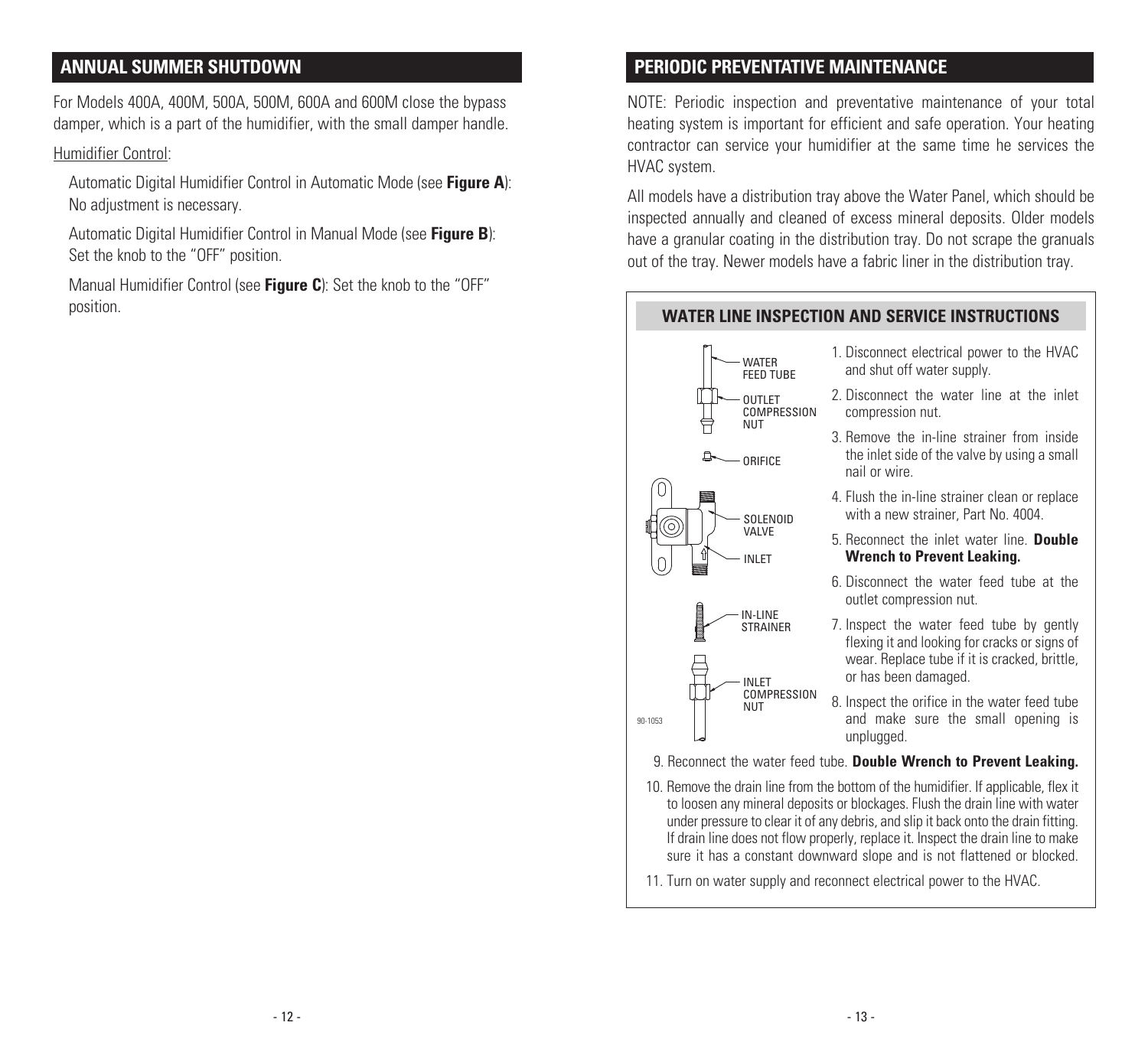## ANNUAL SUMMER SHUTDOWN

For Models 400A, 400M, 500A, 500M, 600A and 600M close the bypass damper, which is a part of the humidifier, with the small damper handle.

Humidifier Control:

Automatic Digital Humidifier Control in Automatic Mode (see **Figure A**): No adjustment is necessary.

Automatic Digital Humidifier Control in Manual Mode (see **Figure B**): Set the knob to the "OFF" position.

Manual Humidifier Control (see **Figure C**): Set the knob to the "OFF" position.

## PERIODIC PREVENTATIVE MAINTENANCE

NOTE: Periodic inspection and preventative maintenance of your total heating system is important for efficient and safe operation. Your heating contractor can service your humidifier at the same time he services the HVAC system.

All models have a distribution tray above the Water Panel, which should be inspected annually and cleaned of excess mineral deposits. Older models have a granular coating in the distribution tray. Do not scrape the granuals out of the tray. Newer models have a fabric liner in the distribution tray.

### WATER LINE INSPECTION AND SERVICE INSTRUCTIONS

WATER FEED TUBE
OUTLET COMPRESSION NUT
ORIFICE
SOLENOID VALVE
INLET
IN-LINE STRAINER
INLET COMPRESSION NUT
90-1053

1. Disconnect electrical power to the HVAC and shut off water supply.
2. Disconnect the water line at the inlet compression nut.
3. Remove the in-line strainer from inside the inlet side of the valve by using a small nail or wire.
4. Flush the in-line strainer clean or replace with a new strainer, Part No. 4004.
5. Reconnect the inlet water line. **Double Wrench to Prevent Leaking.**
6. Disconnect the water feed tube at the outlet compression nut.
7. Inspect the water feed tube by gently flexing it and looking for cracks or signs of wear. Replace tube if it is cracked, brittle, or has been damaged.
8. Inspect the orifice in the water feed tube and make sure the small opening is unplugged.
9. Reconnect the water feed tube. **Double Wrench to Prevent Leaking.**
10. Remove the drain line from the bottom of the humidifier. If applicable, flex it to loosen any mineral deposits or blockages. Flush the drain line with water under pressure to clear it of any debris, and slip it back onto the drain fitting. If drain line does not flow properly, replace it. Inspect the drain line to make sure it has a constant downward slope and is not flattened or blocked.
11. Turn on water supply and reconnect electrical power to the HVAC.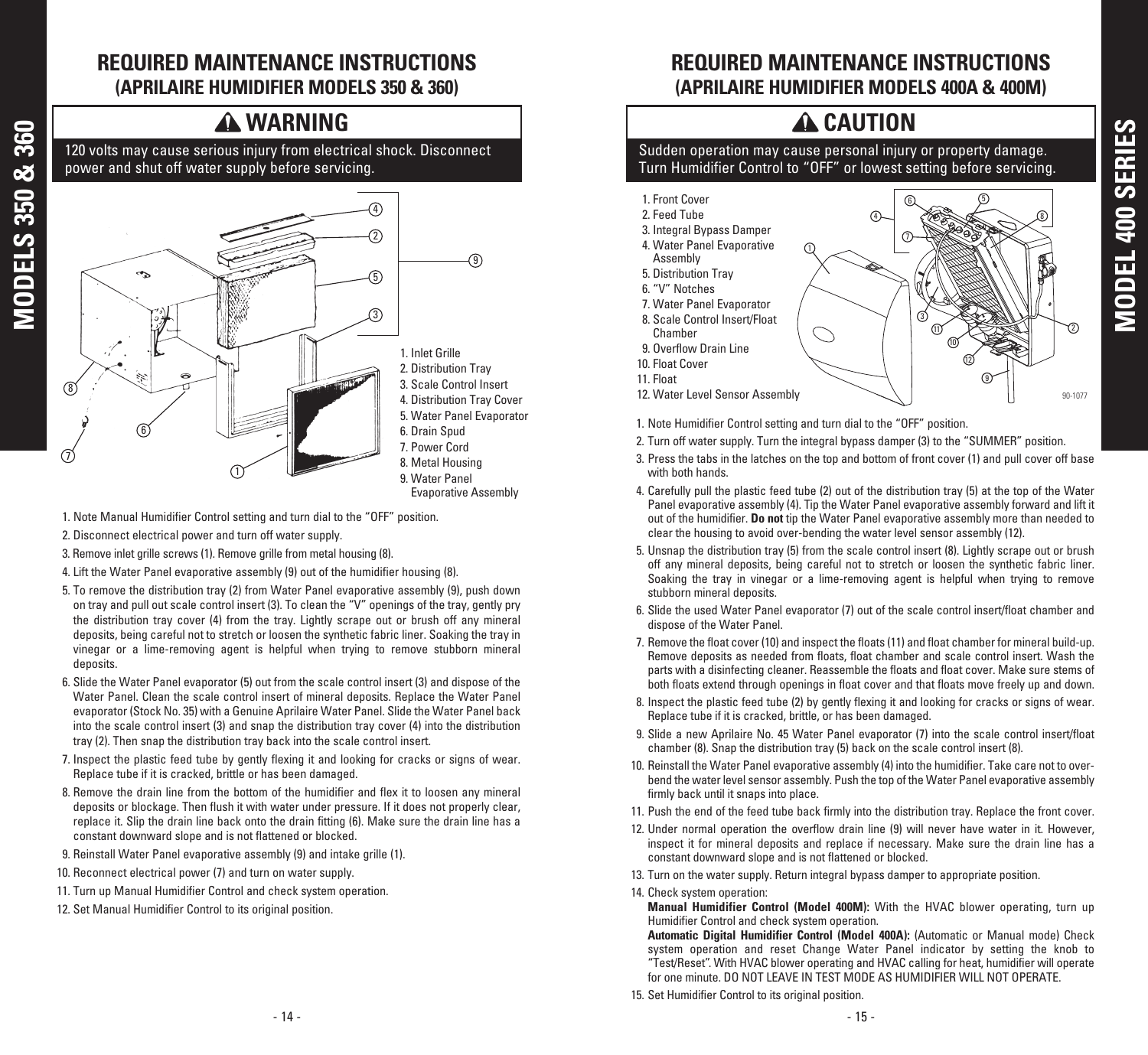# REQUIRED MAINTENANCE INSTRUCTIONS
## (APRILAIRE HUMIDIFIER MODELS 350 & 360)

### ⚠ WARNING

120 volts may cause serious injury from electrical shock. Disconnect power and shut off water supply before servicing.

1. Inlet Grille
2. Distribution Tray
3. Scale Control Insert
4. Distribution Tray Cover
5. Water Panel Evaporator
6. Drain Spud
7. Power Cord
8. Metal Housing
9. Water Panel Evaporative Assembly

1. Note Manual Humidifier Control setting and turn dial to the "OFF" position.
2. Disconnect electrical power and turn off water supply.
3. Remove inlet grille screws (1). Remove grille from metal housing (8).
4. Lift the Water Panel evaporative assembly (9) out of the humidifier housing (8).
5. To remove the distribution tray (2) from Water Panel evaporative assembly (9), push down on tray and pull out scale control insert (3). To clean the "V" openings of the tray, gently pry the distribution tray cover (4) from the tray. Lightly scrape out or brush off any mineral deposits, being careful not to stretch or loosen the synthetic fabric liner. Soaking the tray in vinegar or a lime-removing agent is helpful when trying to remove stubborn mineral deposits.
6. Slide the Water Panel evaporator (5) out from the scale control insert (3) and dispose of the Water Panel. Clean the scale control insert of mineral deposits. Replace the Water Panel evaporator (Stock No. 35) with a Genuine Aprilaire Water Panel. Slide the Water Panel back into the scale control insert (3) and snap the distribution tray cover (4) into the distribution tray (2). Then snap the distribution tray back into the scale control insert.
7. Inspect the plastic feed tube by gently flexing it and looking for cracks or signs of wear. Replace tube if it is cracked, brittle or has been damaged.
8. Remove the drain line from the bottom of the humidifier and flex it to loosen any mineral deposits or blockage. Then flush it with water under pressure. If it does not properly clear, replace it. Slip the drain line back onto the drain fitting (6). Make sure the drain line has a constant downward slope and is not flattened or blocked.
9. Reinstall Water Panel evaporative assembly (9) and intake grille (1).
10. Reconnect electrical power (7) and turn on water supply.
11. Turn up Manual Humidifier Control and check system operation.
12. Set Manual Humidifier Control to its original position.

# REQUIRED MAINTENANCE INSTRUCTIONS
## (APRILAIRE HUMIDIFIER MODELS 400A & 400M)

### ⚠ CAUTION

Sudden operation may cause personal injury or property damage. Turn Humidifier Control to "OFF" or lowest setting before servicing.

1. Front Cover
2. Feed Tube
3. Integral Bypass Damper
4. Water Panel Evaporative Assembly
5. Distribution Tray
6. "V" Notches
7. Water Panel Evaporator
8. Scale Control Insert/Float Chamber
9. Overflow Drain Line
10. Float Cover
11. Float
12. Water Level Sensor Assembly

90-1077

1. Note Humidifier Control setting and turn dial to the "OFF" position.
2. Turn off water supply. Turn the integral bypass damper (3) to the "SUMMER" position.
3. Press the tabs in the latches on the top and bottom of front cover (1) and pull cover off base with both hands.
4. Carefully pull the plastic feed tube (2) out of the distribution tray (5) at the top of the Water Panel evaporative assembly (4). Tip the Water Panel evaporative assembly forward and lift it out of the humidifier. **Do not** tip the Water Panel evaporative assembly more than needed to clear the housing to avoid over-bending the water level sensor assembly (12).
5. Unsnap the distribution tray (5) from the scale control insert (8). Lightly scrape out or brush off any mineral deposits, being careful not to stretch or loosen the synthetic fabric liner. Soaking the tray in vinegar or a lime-removing agent is helpful when trying to remove stubborn mineral deposits.
6. Slide the used Water Panel evaporator (7) out of the scale control insert/float chamber and dispose of the Water Panel.
7. Remove the float cover (10) and inspect the floats (11) and float chamber for mineral build-up. Remove deposits as needed from floats, float chamber and scale control insert. Wash the parts with a disinfecting cleaner. Reassemble the floats and float cover. Make sure stems of both floats extend through openings in float cover and that floats move freely up and down.
8. Inspect the plastic feed tube (2) by gently flexing it and looking for cracks or signs of wear. Replace tube if it is cracked, brittle, or has been damaged.
9. Slide a new Aprilaire No. 45 Water Panel evaporator (7) into the scale control insert/float chamber (8). Snap the distribution tray (5) back on the scale control insert (8).
10. Reinstall the Water Panel evaporative assembly (4) into the humidifier. Take care not to over-bend the water level sensor assembly. Push the top of the Water Panel evaporative assembly firmly back until it snaps into place.
11. Push the end of the feed tube back firmly into the distribution tray. Replace the front cover.
12. Under normal operation the overflow drain line (9) will never have water in it. However, inspect it for mineral deposits and replace if necessary. Make sure the drain line has a constant downward slope and is not flattened or blocked.
13. Turn on the water supply. Return integral bypass damper to appropriate position.
14. Check system operation:
    **Manual Humidifier Control (Model 400M):** With the HVAC blower operating, turn up Humidifier Control and check system operation.
    **Automatic Digital Humidifier Control (Model 400A):** (Automatic or Manual mode) Check system operation and reset Change Water Panel indicator by setting the knob to "Test/Reset". With HVAC blower operating and HVAC calling for heat, humidifier will operate for one minute. DO NOT LEAVE IN TEST MODE AS HUMIDIFIER WILL NOT OPERATE.
15. Set Humidifier Control to its original position.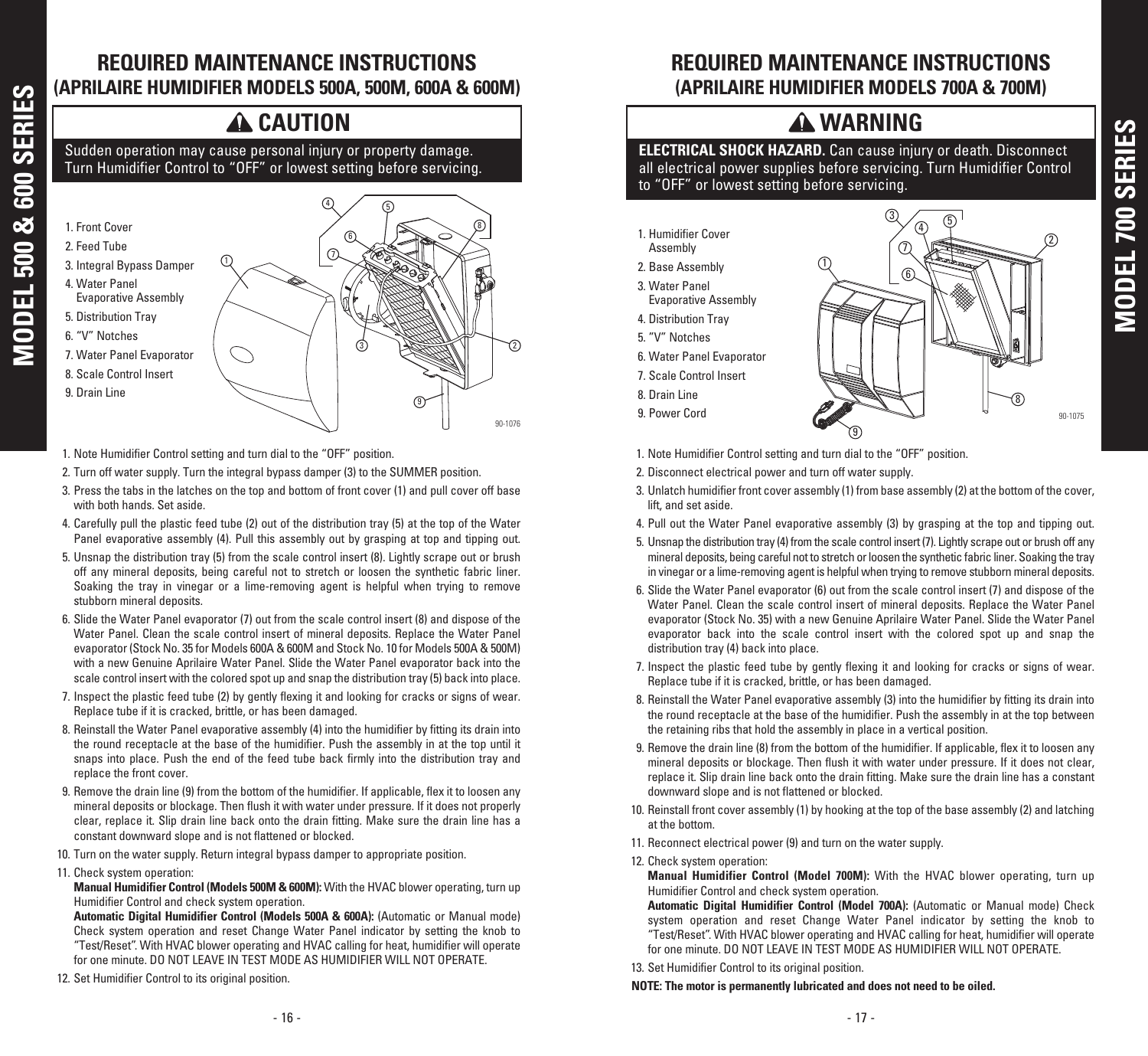# REQUIRED MAINTENANCE INSTRUCTIONS (APRILAIRE HUMIDIFIER MODELS 500A, 500M, 600A & 600M)

## ⚠ CAUTION

Sudden operation may cause personal injury or property damage. Turn Humidifier Control to "OFF" or lowest setting before servicing.

1. Front Cover
2. Feed Tube
3. Integral Bypass Damper
4. Water Panel Evaporative Assembly
5. Distribution Tray
6. "V" Notches
7. Water Panel Evaporator
8. Scale Control Insert
9. Drain Line

90-1076

1. Note Humidifier Control setting and turn dial to the "OFF" position.
2. Turn off water supply. Turn the integral bypass damper (3) to the SUMMER position.
3. Press the tabs in the latches on the top and bottom of front cover (1) and pull cover off base with both hands. Set aside.
4. Carefully pull the plastic feed tube (2) out of the distribution tray (5) at the top of the Water Panel evaporative assembly (4). Pull this assembly out by grasping at top and tipping out.
5. Unsnap the distribution tray (5) from the scale control insert (8). Lightly scrape out or brush off any mineral deposits, being careful not to stretch or loosen the synthetic fabric liner. Soaking the tray in vinegar or a lime-removing agent is helpful when trying to remove stubborn mineral deposits.
6. Slide the Water Panel evaporator (7) out from the scale control insert (8) and dispose of the Water Panel. Clean the scale control insert of mineral deposits. Replace the Water Panel evaporator (Stock No. 35 for Models 600A & 600M and Stock No. 10 for Models 500A & 500M) with a new Genuine Aprilaire Water Panel. Slide the Water Panel evaporator back into the scale control insert with the colored spot up and snap the distribution tray (5) back into place.
7. Inspect the plastic feed tube (2) by gently flexing it and looking for cracks or signs of wear. Replace tube if it is cracked, brittle, or has been damaged.
8. Reinstall the Water Panel evaporative assembly (4) into the humidifier by fitting its drain into the round receptacle at the base of the humidifier. Push the assembly in at the top until it snaps into place. Push the end of the feed tube back firmly into the distribution tray and replace the front cover.
9. Remove the drain line (9) from the bottom of the humidifier. If applicable, flex it to loosen any mineral deposits or blockage. Then flush it with water under pressure. If it does not properly clear, replace it. Slip drain line back onto the drain fitting. Make sure the drain line has a constant downward slope and is not flattened or blocked.
10. Turn on the water supply. Return integral bypass damper to appropriate position.
11. Check system operation:
    **Manual Humidifier Control (Models 500M & 600M):** With the HVAC blower operating, turn up Humidifier Control and check system operation.
    **Automatic Digital Humidifier Control (Models 500A & 600A):** (Automatic or Manual mode) Check system operation and reset Change Water Panel indicator by setting the knob to "Test/Reset". With HVAC blower operating and HVAC calling for heat, humidifier will operate for one minute. DO NOT LEAVE IN TEST MODE AS HUMIDIFIER WILL NOT OPERATE.
12. Set Humidifier Control to its original position.

# REQUIRED MAINTENANCE INSTRUCTIONS (APRILAIRE HUMIDIFIER MODELS 700A & 700M)

## ⚠ WARNING

**ELECTRICAL SHOCK HAZARD.** Can cause injury or death. Disconnect all electrical power supplies before servicing. Turn Humidifier Control to "OFF" or lowest setting before servicing.

1. Humidifier Cover Assembly
2. Base Assembly
3. Water Panel Evaporative Assembly
4. Distribution Tray
5. "V" Notches
6. Water Panel Evaporator
7. Scale Control Insert
8. Drain Line
9. Power Cord

90-1075

1. Note Humidifier Control setting and turn dial to the "OFF" position.
2. Disconnect electrical power and turn off water supply.
3. Unlatch humidifier front cover assembly (1) from base assembly (2) at the bottom of the cover, lift, and set aside.
4. Pull out the Water Panel evaporative assembly (3) by grasping at the top and tipping out.
5. Unsnap the distribution tray (4) from the scale control insert (7). Lightly scrape out or brush off any mineral deposits, being careful not to stretch or loosen the synthetic fabric liner. Soaking the tray in vinegar or a lime-removing agent is helpful when trying to remove stubborn mineral deposits.
6. Slide the Water Panel evaporator (6) out from the scale control insert (7) and dispose of the Water Panel. Clean the scale control insert of mineral deposits. Replace the Water Panel evaporator (Stock No. 35) with a new Genuine Aprilaire Water Panel. Slide the Water Panel evaporator back into the scale control insert with the colored spot up and snap the distribution tray (4) back into place.
7. Inspect the plastic feed tube by gently flexing it and looking for cracks or signs of wear. Replace tube if it is cracked, brittle, or has been damaged.
8. Reinstall the Water Panel evaporative assembly (3) into the humidifier by fitting its drain into the round receptacle at the base of the humidifier. Push the assembly in at the top between the retaining ribs that hold the assembly in place in a vertical position.
9. Remove the drain line (8) from the bottom of the humidifier. If applicable, flex it to loosen any mineral deposits or blockage. Then flush it with water under pressure. If it does not clear, replace it. Slip drain line back onto the drain fitting. Make sure the drain line has a constant downward slope and is not flattened or blocked.
10. Reinstall front cover assembly (1) by hooking at the top of the base assembly (2) and latching at the bottom.
11. Reconnect electrical power (9) and turn on the water supply.
12. Check system operation:
    **Manual Humidifier Control (Model 700M):** With the HVAC blower operating, turn up Humidifier Control and check system operation.
    **Automatic Digital Humidifier Control (Model 700A):** (Automatic or Manual mode) Check system operation and reset Change Water Panel indicator by setting the knob to "Test/Reset". With HVAC blower operating and HVAC calling for heat, humidifier will operate for one minute. DO NOT LEAVE IN TEST MODE AS HUMIDIFIER WILL NOT OPERATE.
13. Set Humidifier Control to its original position.

**NOTE: The motor is permanently lubricated and does not need to be oiled.**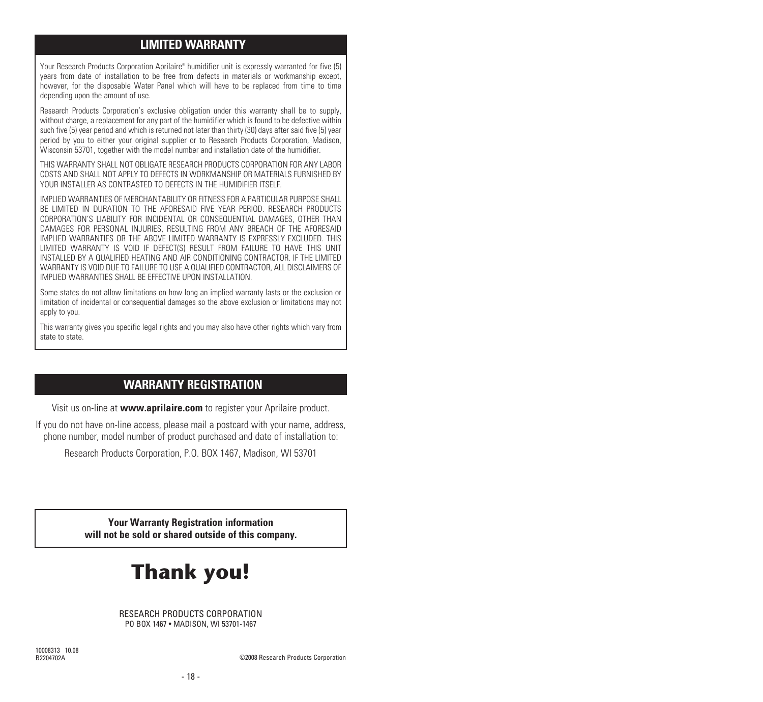## LIMITED WARRANTY

Your Research Products Corporation Aprilaire® humidifier unit is expressly warranted for five (5) years from date of installation to be free from defects in materials or workmanship except, however, for the disposable Water Panel which will have to be replaced from time to time depending upon the amount of use.

Research Products Corporation's exclusive obligation under this warranty shall be to supply, without charge, a replacement for any part of the humidifier which is found to be defective within such five (5) year period and which is returned not later than thirty (30) days after said five (5) year period by you to either your original supplier or to Research Products Corporation, Madison, Wisconsin 53701, together with the model number and installation date of the humidifier.

THIS WARRANTY SHALL NOT OBLIGATE RESEARCH PRODUCTS CORPORATION FOR ANY LABOR COSTS AND SHALL NOT APPLY TO DEFECTS IN WORKMANSHIP OR MATERIALS FURNISHED BY YOUR INSTALLER AS CONTRASTED TO DEFECTS IN THE HUMIDIFIER ITSELF.

IMPLIED WARRANTIES OF MERCHANTABILITY OR FITNESS FOR A PARTICULAR PURPOSE SHALL BE LIMITED IN DURATION TO THE AFORESAID FIVE YEAR PERIOD. RESEARCH PRODUCTS CORPORATION'S LIABILITY FOR INCIDENTAL OR CONSEQUENTIAL DAMAGES, OTHER THAN DAMAGES FOR PERSONAL INJURIES, RESULTING FROM ANY BREACH OF THE AFORESAID IMPLIED WARRANTIES OR THE ABOVE LIMITED WARRANTY IS EXPRESSLY EXCLUDED. THIS LIMITED WARRANTY IS VOID IF DEFECT(S) RESULT FROM FAILURE TO HAVE THIS UNIT INSTALLED BY A QUALIFIED HEATING AND AIR CONDITIONING CONTRACTOR. IF THE LIMITED WARRANTY IS VOID DUE TO FAILURE TO USE A QUALIFIED CONTRACTOR, ALL DISCLAIMERS OF IMPLIED WARRANTIES SHALL BE EFFECTIVE UPON INSTALLATION.

Some states do not allow limitations on how long an implied warranty lasts or the exclusion or limitation of incidental or consequential damages so the above exclusion or limitations may not apply to you.

This warranty gives you specific legal rights and you may also have other rights which vary from state to state.

## WARRANTY REGISTRATION

Visit us on-line at **www.aprilaire.com** to register your Aprilaire product.

If you do not have on-line access, please mail a postcard with your name, address, phone number, model number of product purchased and date of installation to:

Research Products Corporation, P.O. BOX 1467, Madison, WI 53701

**Your Warranty Registration information will not be sold or shared outside of this company.**

# Thank you!

RESEARCH PRODUCTS CORPORATION
PO BOX 1467 • MADISON, WI 53701-1467

10008313 10.08
B2204702A

©2008 Research Products Corporation